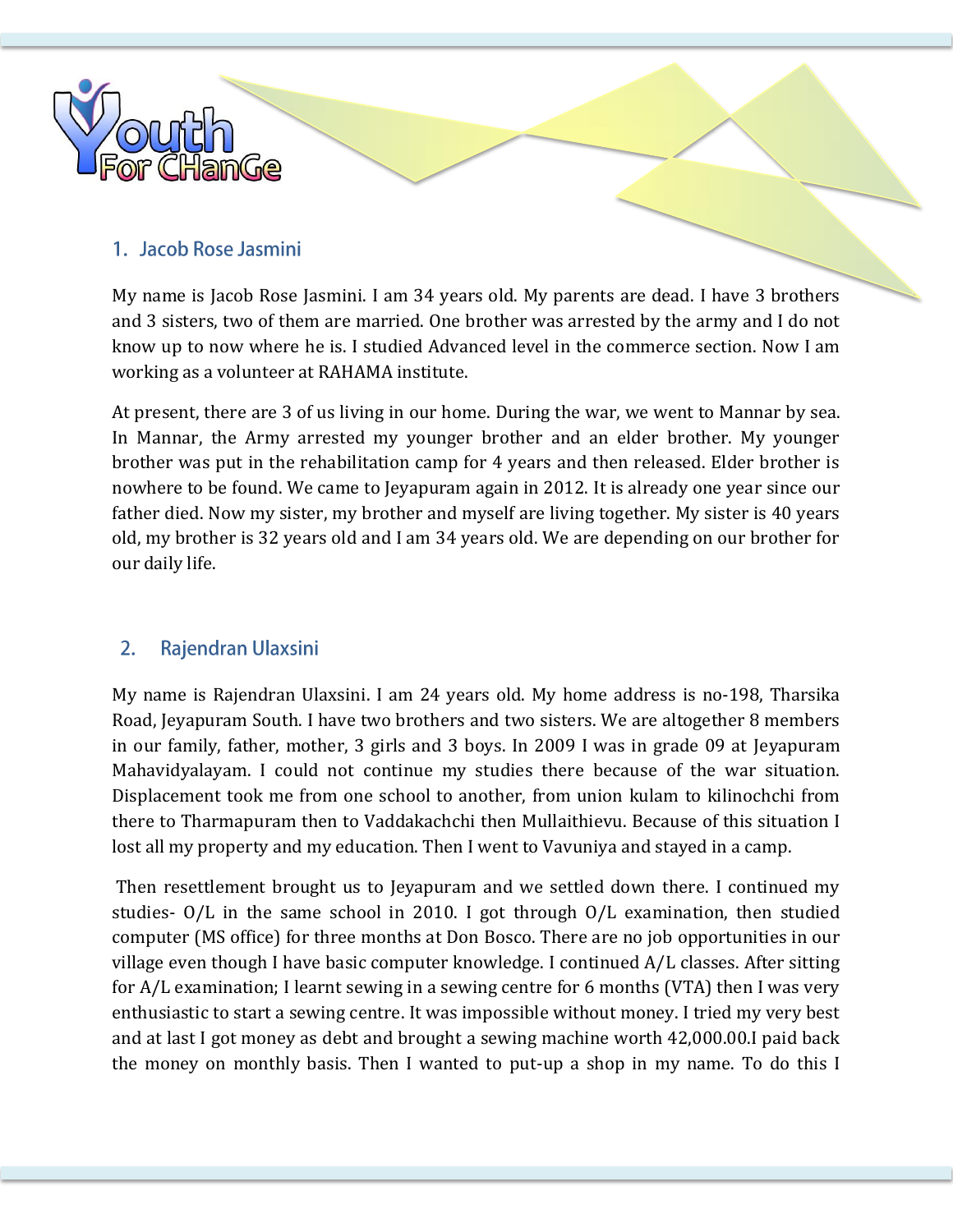## 1. Jacob Rose Jasmini

My name is Jacob Rose Jasmini. I am 34 years old. My parents are dead. I have 3 brothers and 3 sisters, two of them are married. One brother was arrested by the army and I do not know up to now where he is. I studied Advanced level in the commerce section. Now I am working as a volunteer at RAHAMA institute.

At present, there are 3 of us living in our home. During the war, we went to Mannar by sea. In Mannar, the Army arrested my younger brother and an elder brother. My younger brother was put in the rehabilitation camp for 4 years and then released. Elder brother is nowhere to be found. We came to Jeyapuram again in 2012. It is already one year since our father died. Now my sister, my brother and myself are living together. My sister is 40 years old, my brother is 32 years old and I am 34 years old. We are depending on our brother for our daily life.

## 2. Rajendran Ulaxsini

My name is Rajendran Ulaxsini. I am 24 years old. My home address is no-198, Tharsika Road, Jeyapuram South. I have two brothers and two sisters. We are altogether 8 members in our family, father, mother, 3 girls and 3 boys. In 2009 I was in grade 09 at Jeyapuram Mahavidyalayam. I could not continue my studies there because of the war situation. Displacement took me from one school to another, from union kulam to kilinochchi from there to Tharmapuram then to Vaddakachchi then Mullaithievu. Because of this situation I lost all my property and my education. Then I went to Vavuniya and stayed in a camp.

Then resettlement brought us to Jeyapuram and we settled down there. I continued my studies- O/L in the same school in 2010. I got through O/L examination, then studied computer (MS office) for three months at Don Bosco. There are no job opportunities in our village even though I have basic computer knowledge. I continued A/L classes. After sitting for A/L examination; I learnt sewing in a sewing centre for 6 months (VTA) then I was very enthusiastic to start a sewing centre. It was impossible without money. I tried my very best and at last I got money as debt and brought a sewing machine worth 42,000.00.I paid back the money on monthly basis. Then I wanted to put-up a shop in my name. To do this I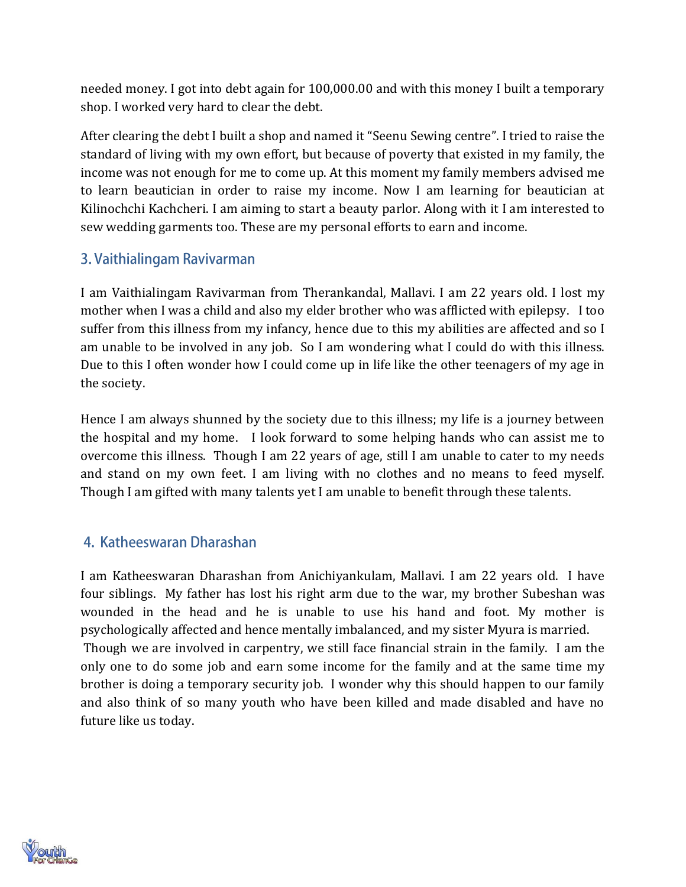needed money. I got into debt again for 100,000.00 and with this money I built a temporary shop. I worked very hard to clear the debt.

After clearing the debt I built a shop and named it "Seenu Sewing centre". I tried to raise the standard of living with my own effort, but because of poverty that existed in my family, the income was not enough for me to come up. At this moment my family members advised me to learn beautician in order to raise my income. Now I am learning for beautician at Kilinochchi Kachcheri. I am aiming to start a beauty parlor. Along with it I am interested to sew wedding garments too. These are my personal efforts to earn and income.

## 3. Vaithialingam Ravivarman

I am Vaithialingam Ravivarman from Therankandal, Mallavi. I am 22 years old. I lost my mother when I was a child and also my elder brother who was afflicted with epilepsy. I too suffer from this illness from my infancy, hence due to this my abilities are affected and so I am unable to be involved in any job. So I am wondering what I could do with this illness. Due to this I often wonder how I could come up in life like the other teenagers of my age in the society.

Hence I am always shunned by the society due to this illness; my life is a journey between the hospital and my home. I look forward to some helping hands who can assist me to overcome this illness. Though I am 22 years of age, still I am unable to cater to my needs and stand on my own feet. I am living with no clothes and no means to feed myself. Though I am gifted with many talents yet I am unable to benefit through these talents.

## 4. Katheeswaran Dharashan

I am Katheeswaran Dharashan from Anichiyankulam, Mallavi. I am 22 years old. I have four siblings. My father has lost his right arm due to the war, my brother Subeshan was wounded in the head and he is unable to use his hand and foot. My mother is psychologically affected and hence mentally imbalanced, and my sister Myura is married.

Though we are involved in carpentry, we still face financial strain in the family. I am the only one to do some job and earn some income for the family and at the same time my brother is doing a temporary security job. I wonder why this should happen to our family and also think of so many youth who have been killed and made disabled and have no future like us today.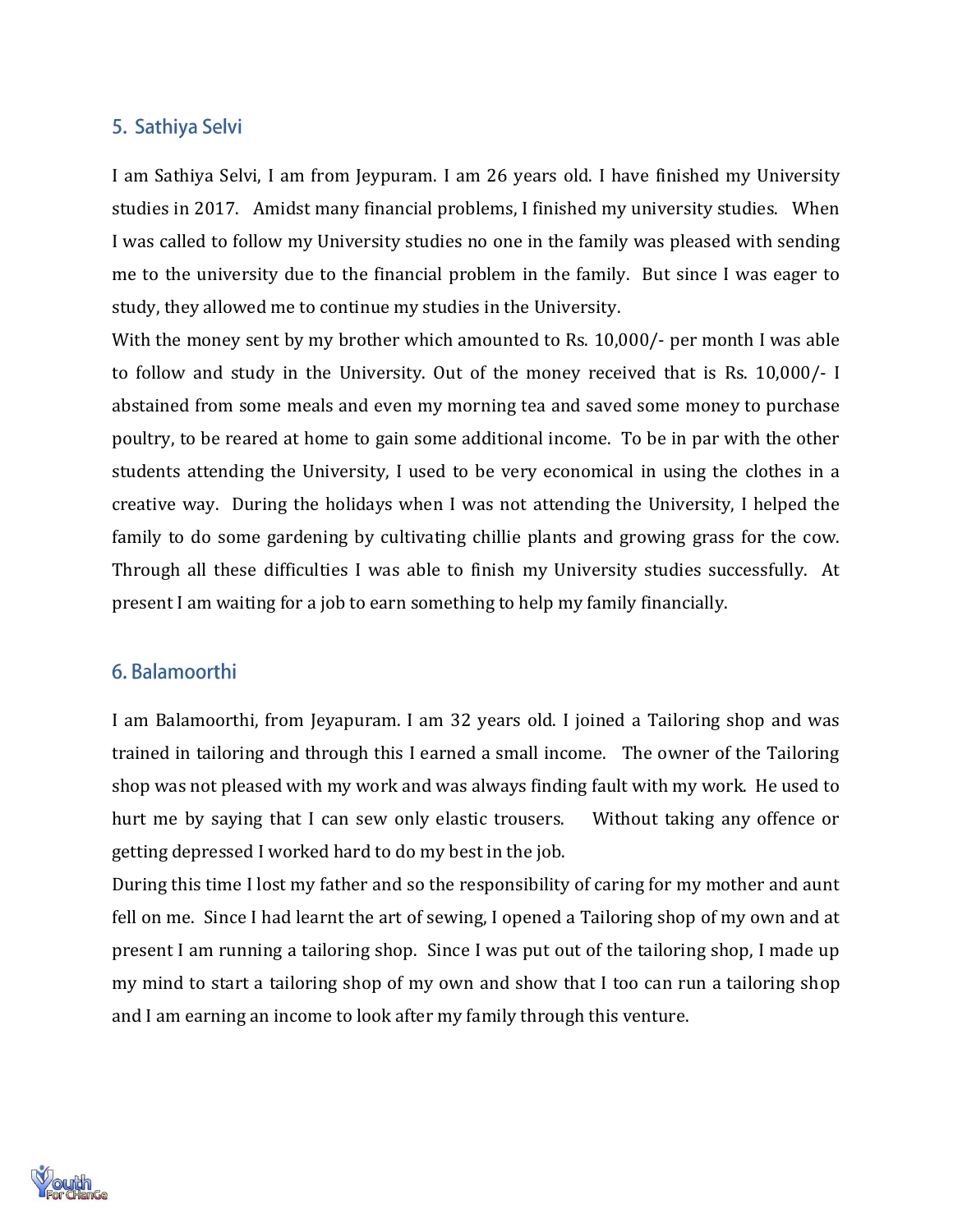## 5. Sathiya Selvi

I am Sathiya Selvi, I am from Jeypuram. I am 26 years old. I have finished my University studies in 2017. Amidst many financial problems, I finished my university studies. When I was called to follow my University studies no one in the family was pleased with sending me to the university due to the financial problem in the family. But since I was eager to study, they allowed me to continue my studies in the University.

With the money sent by my brother which amounted to Rs. 10,000/- per month I was able to follow and study in the University. Out of the money received that is Rs. 10,000/- I abstained from some meals and even my morning tea and saved some money to purchase poultry, to be reared at home to gain some additional income. To be in par with the other students attending the University, I used to be very economical in using the clothes in a creative way. During the holidays when I was not attending the University, I helped the family to do some gardening by cultivating chillie plants and growing grass for the cow. Through all these difficulties I was able to finish my University studies successfully. At present I am waiting for a job to earn something to help my family financially.

## 6. Balamoorthi

I am Balamoorthi, from Jeyapuram. I am 32 years old. I joined a Tailoring shop and was trained in tailoring and through this I earned a small income. The owner of the Tailoring shop was not pleased with my work and was always finding fault with my work. He used to hurt me by saying that I can sew only elastic trousers. Without taking any offence or getting depressed I worked hard to do my best in the job.

During this time I lost my father and so the responsibility of caring for my mother and aunt fell on me. Since I had learnt the art of sewing, I opened a Tailoring shop of my own and at present I am running a tailoring shop. Since I was put out of the tailoring shop, I made up my mind to start a tailoring shop of my own and show that I too can run a tailoring shop and I am earning an income to look after my family through this venture.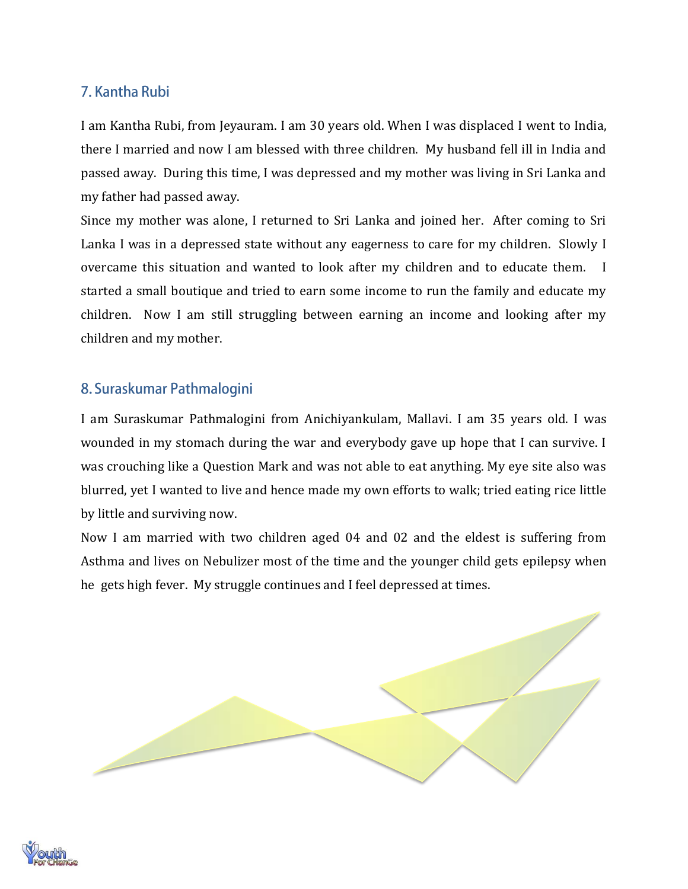## 7. Kantha Rubi

I am Kantha Rubi, from Jeyauram. I am 30 years old. When I was displaced I went to India, there I married and now I am blessed with three children. My husband fell ill in India and passed away. During this time, I was depressed and my mother was living in Sri Lanka and my father had passed away.

Since my mother was alone, I returned to Sri Lanka and joined her. After coming to Sri Lanka I was in a depressed state without any eagerness to care for my children. Slowly I overcame this situation and wanted to look after my children and to educate them. I started a small boutique and tried to earn some income to run the family and educate my children. Now I am still struggling between earning an income and looking after my children and my mother.

## 8. Suraskumar Pathmalogini

I am Suraskumar Pathmalogini from Anichiyankulam, Mallavi. I am 35 years old. I was wounded in my stomach during the war and everybody gave up hope that I can survive. I was crouching like a Question Mark and was not able to eat anything. My eye site also was blurred, yet I wanted to live and hence made my own efforts to walk; tried eating rice little by little and surviving now.

Now I am married with two children aged 04 and 02 and the eldest is suffering from Asthma and lives on Nebulizer most of the time and the younger child gets epilepsy when he gets high fever. My struggle continues and I feel depressed at times.